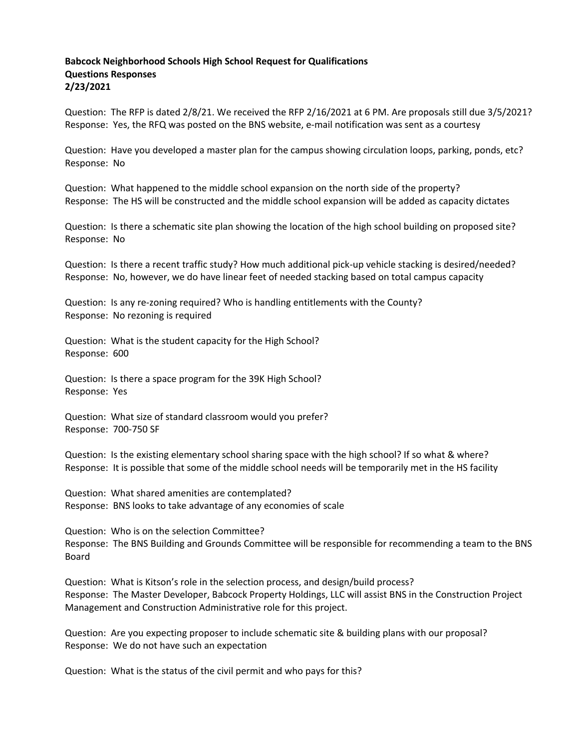**Babcock Neighborhood Schools High School Request for Qualifications**
**Questions Responses**
**2/23/2021**

Question: The RFP is dated 2/8/21. We received the RFP 2/16/2021 at 6 PM. Are proposals still due 3/5/2021?
Response: Yes, the RFQ was posted on the BNS website, e-mail notification was sent as a courtesy

Question: Have you developed a master plan for the campus showing circulation loops, parking, ponds, etc?
Response: No

Question: What happened to the middle school expansion on the north side of the property?
Response: The HS will be constructed and the middle school expansion will be added as capacity dictates

Question: Is there a schematic site plan showing the location of the high school building on proposed site?
Response: No

Question: Is there a recent traffic study? How much additional pick-up vehicle stacking is desired/needed?
Response: No, however, we do have linear feet of needed stacking based on total campus capacity

Question: Is any re-zoning required? Who is handling entitlements with the County?
Response: No rezoning is required

Question: What is the student capacity for the High School?
Response: 600

Question: Is there a space program for the 39K High School?
Response: Yes

Question: What size of standard classroom would you prefer?
Response: 700-750 SF

Question: Is the existing elementary school sharing space with the high school? If so what & where?
Response: It is possible that some of the middle school needs will be temporarily met in the HS facility

Question: What shared amenities are contemplated?
Response: BNS looks to take advantage of any economies of scale

Question: Who is on the selection Committee?
Response: The BNS Building and Grounds Committee will be responsible for recommending a team to the BNS Board

Question: What is Kitson's role in the selection process, and design/build process?
Response: The Master Developer, Babcock Property Holdings, LLC will assist BNS in the Construction Project Management and Construction Administrative role for this project.

Question: Are you expecting proposer to include schematic site & building plans with our proposal?
Response: We do not have such an expectation

Question: What is the status of the civil permit and who pays for this?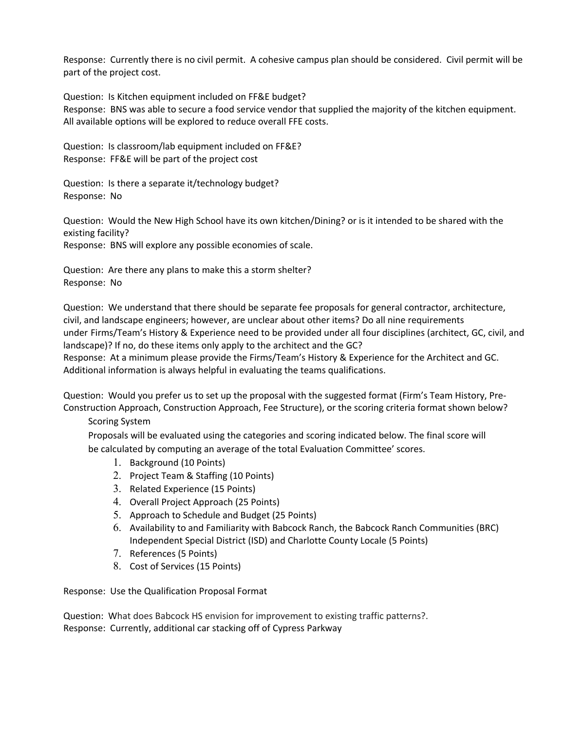Response: Currently there is no civil permit. A cohesive campus plan should be considered. Civil permit will be part of the project cost.

Question: Is Kitchen equipment included on FF&E budget?
Response: BNS was able to secure a food service vendor that supplied the majority of the kitchen equipment. All available options will be explored to reduce overall FFE costs.

Question: Is classroom/lab equipment included on FF&E?
Response: FF&E will be part of the project cost

Question: Is there a separate it/technology budget?
Response: No

Question: Would the New High School have its own kitchen/Dining? or is it intended to be shared with the existing facility?
Response: BNS will explore any possible economies of scale.

Question: Are there any plans to make this a storm shelter?
Response: No

Question: We understand that there should be separate fee proposals for general contractor, architecture, civil, and landscape engineers; however, are unclear about other items? Do all nine requirements under Firms/Team's History & Experience need to be provided under all four disciplines (architect, GC, civil, and landscape)? If no, do these items only apply to the architect and the GC?
Response: At a minimum please provide the Firms/Team's History & Experience for the Architect and GC. Additional information is always helpful in evaluating the teams qualifications.

Question: Would you prefer us to set up the proposal with the suggested format (Firm's Team History, Pre-Construction Approach, Construction Approach, Fee Structure), or the scoring criteria format shown below?

Scoring System

Proposals will be evaluated using the categories and scoring indicated below. The final score will be calculated by computing an average of the total Evaluation Committee' scores.

1. Background (10 Points)
2. Project Team & Staffing (10 Points)
3. Related Experience (15 Points)
4. Overall Project Approach (25 Points)
5. Approach to Schedule and Budget (25 Points)
6. Availability to and Familiarity with Babcock Ranch, the Babcock Ranch Communities (BRC) Independent Special District (ISD) and Charlotte County Locale (5 Points)
7. References (5 Points)
8. Cost of Services (15 Points)

Response: Use the Qualification Proposal Format

Question: What does Babcock HS envision for improvement to existing traffic patterns?.
Response: Currently, additional car stacking off of Cypress Parkway